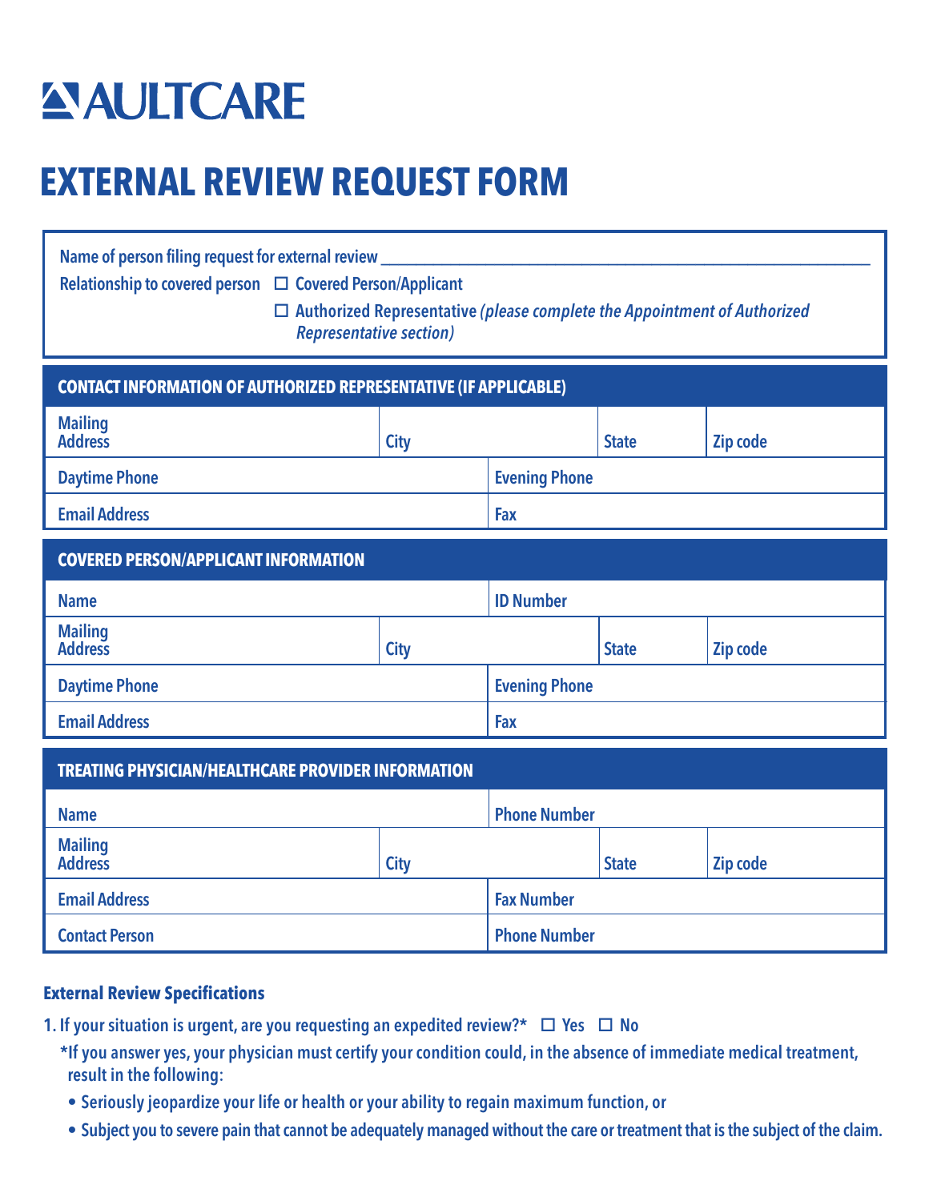# AULTCARE

# EXTERNAL REVIEW REQUEST FORM

Name of person filing request for external review ________________________________________________

Relationship to covered person ☐ Covered Person/Applicant

☐ Authorized Representative *(please complete the Appointment of Authorized Representative section)*

| CONTACT INFORMATION OF AUTHORIZED REPRESENTATIVE (IF APPLICABLE) | | | |
|---|---|---|---|
| Mailing Address | City | State | Zip code |
| Daytime Phone | Evening Phone | | |
| Email Address | Fax | | |

| COVERED PERSON/APPLICANT INFORMATION | | | |
|---|---|---|---|
| Name | ID Number | | |
| Mailing Address | City | State | Zip code |
| Daytime Phone | Evening Phone | | |
| Email Address | Fax | | |

| TREATING PHYSICIAN/HEALTHCARE PROVIDER INFORMATION | | | |
|---|---|---|---|
| Name | Phone Number | | |
| Mailing Address | City | State | Zip code |
| Email Address | Fax Number | | |
| Contact Person | Phone Number | | |

**External Review Specifications**

1. If your situation is urgent, are you requesting an expedited review?* ☐ Yes ☐ No

   *If you answer yes, your physician must certify your condition could, in the absence of immediate medical treatment, result in the following:

   - Seriously jeopardize your life or health or your ability to regain maximum function, or
   - Subject you to severe pain that cannot be adequately managed without the care or treatment that is the subject of the claim.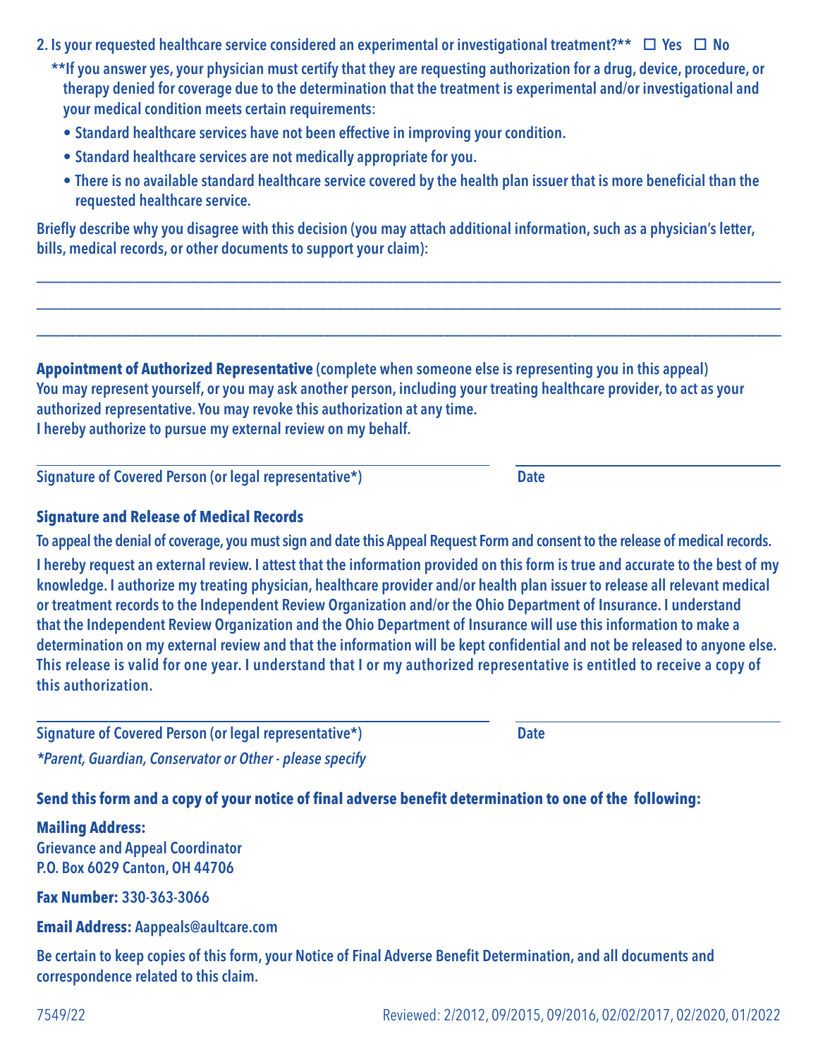**2. Is your requested healthcare service considered an experimental or investigational treatment?\*\*** ☐ Yes ☐ No

**\*\*If you answer yes, your physician must certify that they are requesting authorization for a drug, device, procedure, or therapy denied for coverage due to the determination that the treatment is experimental and/or investigational and your medical condition meets certain requirements:**

- **Standard healthcare services have not been effective in improving your condition.**
- **Standard healthcare services are not medically appropriate for you.**
- **There is no available standard healthcare service covered by the health plan issuer that is more beneficial than the requested healthcare service.**

**Briefly describe why you disagree with this decision (you may attach additional information, such as a physician's letter, bills, medical records, or other documents to support your claim):**

\_\_\_\_\_\_\_\_\_\_\_\_\_\_\_\_\_\_\_\_\_\_\_\_\_\_\_\_\_\_\_\_\_\_\_\_\_\_\_\_\_\_\_\_\_\_\_\_\_\_\_\_\_\_\_\_\_\_\_\_\_\_\_\_\_\_\_\_\_\_\_\_\_\_\_\_\_\_

\_\_\_\_\_\_\_\_\_\_\_\_\_\_\_\_\_\_\_\_\_\_\_\_\_\_\_\_\_\_\_\_\_\_\_\_\_\_\_\_\_\_\_\_\_\_\_\_\_\_\_\_\_\_\_\_\_\_\_\_\_\_\_\_\_\_\_\_\_\_\_\_\_\_\_\_\_\_

\_\_\_\_\_\_\_\_\_\_\_\_\_\_\_\_\_\_\_\_\_\_\_\_\_\_\_\_\_\_\_\_\_\_\_\_\_\_\_\_\_\_\_\_\_\_\_\_\_\_\_\_\_\_\_\_\_\_\_\_\_\_\_\_\_\_\_\_\_\_\_\_\_\_\_\_\_\_

**Appointment of Authorized Representative** (complete when someone else is representing you in this appeal)
You may represent yourself, or you may ask another person, including your treating healthcare provider, to act as your authorized representative. You may revoke this authorization at any time.
I hereby authorize to pursue my external review on my behalf.

\_\_\_\_\_\_\_\_\_\_\_\_\_\_\_\_\_\_\_\_\_\_\_\_\_\_\_\_\_\_\_\_\_\_\_\_\_\_\_\_ \_\_\_\_\_\_\_\_\_\_\_\_\_\_\_\_\_\_\_\_\_\_\_\_

Signature of Covered Person (or legal representative\*) Date

### Signature and Release of Medical Records

**To appeal the denial of coverage, you must sign and date this Appeal Request Form and consent to the release of medical records.**

**I hereby request an external review. I attest that the information provided on this form is true and accurate to the best of my knowledge. I authorize my treating physician, healthcare provider and/or health plan issuer to release all relevant medical or treatment records to the Independent Review Organization and/or the Ohio Department of Insurance. I understand that the Independent Review Organization and the Ohio Department of Insurance will use this information to make a determination on my external review and that the information will be kept confidential and not be released to anyone else. This release is valid for one year. I understand that I or my authorized representative is entitled to receive a copy of this authorization.**

\_\_\_\_\_\_\_\_\_\_\_\_\_\_\_\_\_\_\_\_\_\_\_\_\_\_\_\_\_\_\_\_\_\_\_\_\_\_\_\_ \_\_\_\_\_\_\_\_\_\_\_\_\_\_\_\_\_\_\_\_\_\_\_\_

Signature of Covered Person (or legal representative\*) Date

*\*Parent, Guardian, Conservator or Other - please specify*

**Send this form and a copy of your notice of final adverse benefit determination to one of the following:**

**Mailing Address:**
Grievance and Appeal Coordinator
P.O. Box 6029 Canton, OH 44706

**Fax Number:** 330-363-3066

**Email Address:** Aappeals@aultcare.com

**Be certain to keep copies of this form, your Notice of Final Adverse Benefit Determination, and all documents and correspondence related to this claim.**

7549/22 Reviewed: 2/2012, 09/2015, 09/2016, 02/02/2017, 02/2020, 01/2022